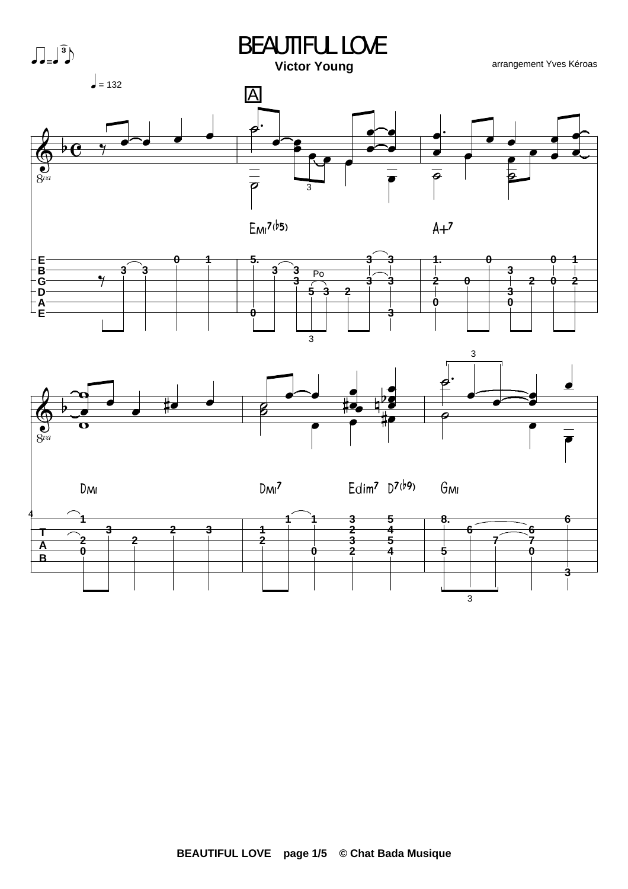# BEAUTIFUL LOVE

**Victor Young**

arrangement Yves Kéroas

♩ = 132

A

Emi7(♭5) A+7

Dmi Dmi7 Edim7 D7(♭9) Gmi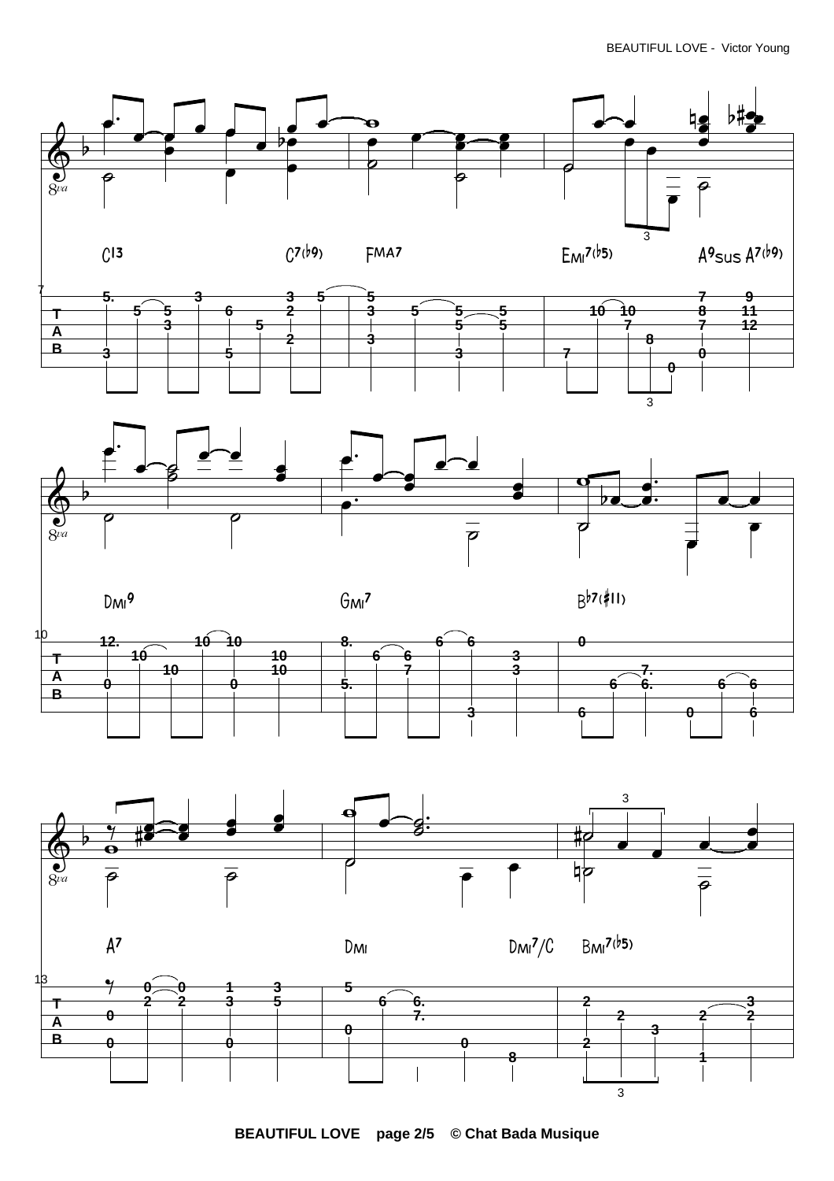C13 C7(♭9) FMA7 EMI7(♭5) A9SUS A7(♭9)

DMI9 GMI7 B♭7(♯11)

A7 DMI DMI7/C BMI7(♭5)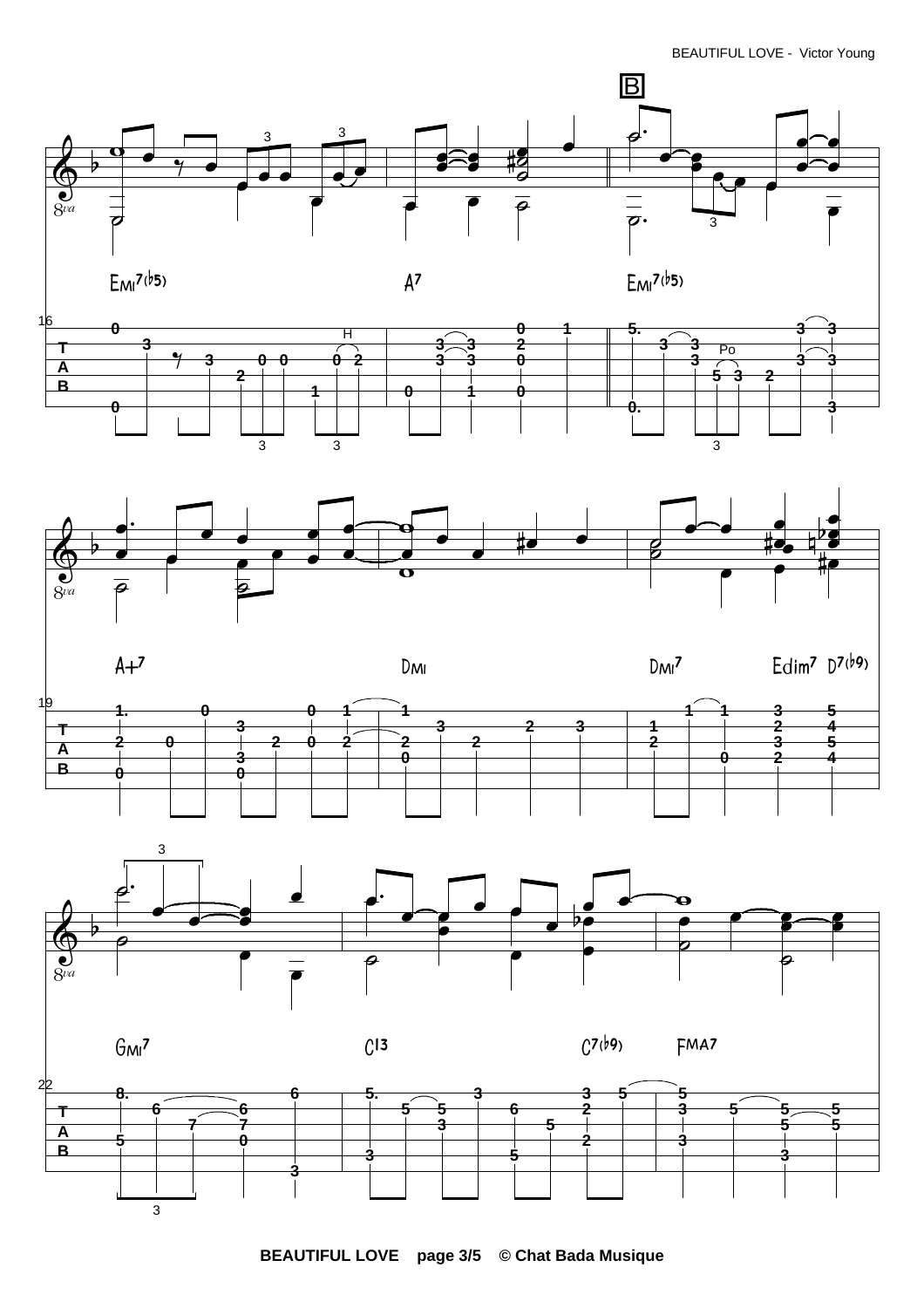B

Emi7(b5) A7 Emi7(b5)

A+7 Dmi Dmi7 Edim7 D7(b9)

Gmi7 C13 C7(b9) FMA7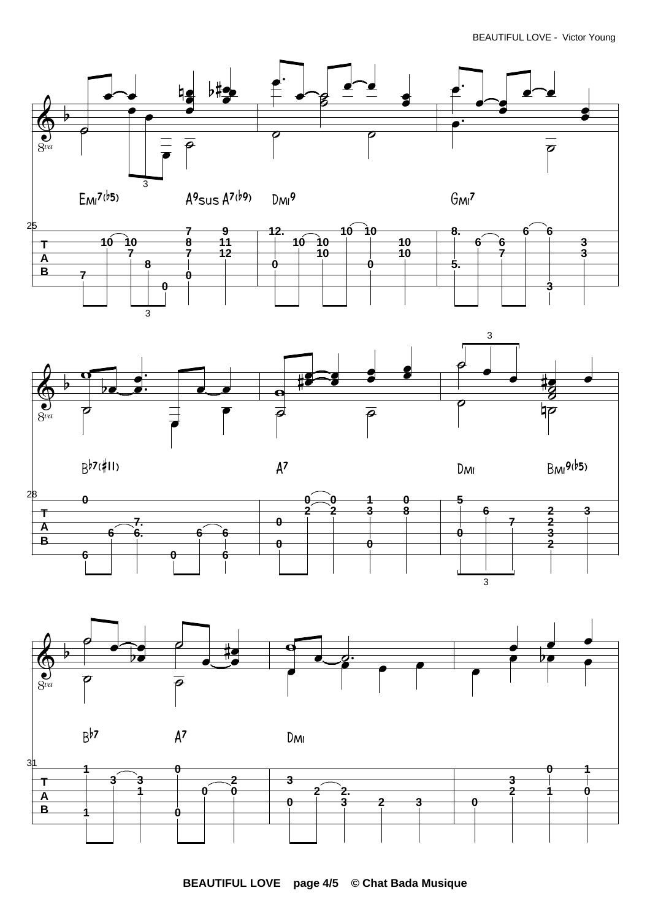Emi7(b5) A9sus A7(b9) Dmi9 Gmi7

Bb7(#11) A7 Dmi Bmi9(b5)

Bb7 A7 Dmi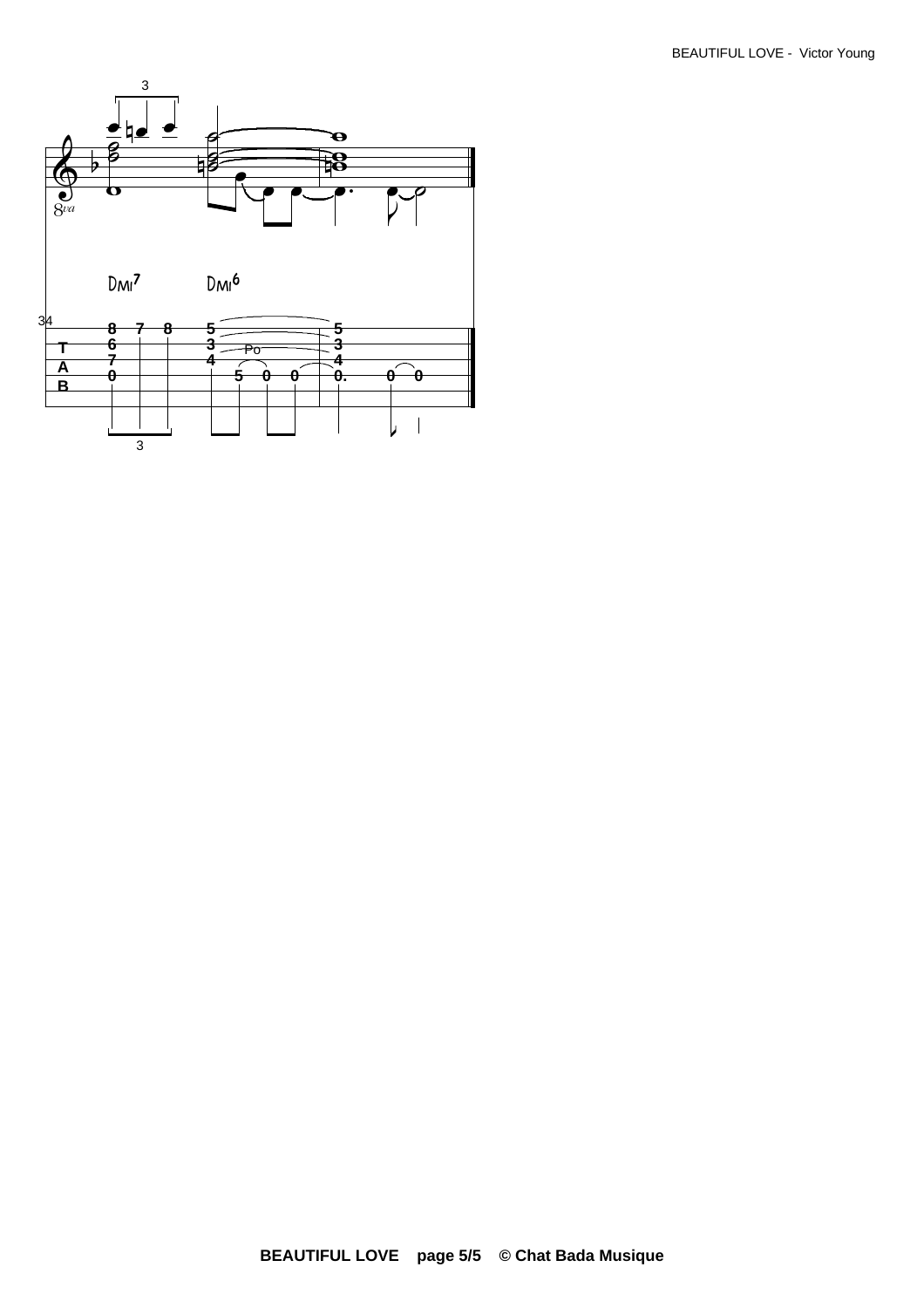DMI7 DMI6

34